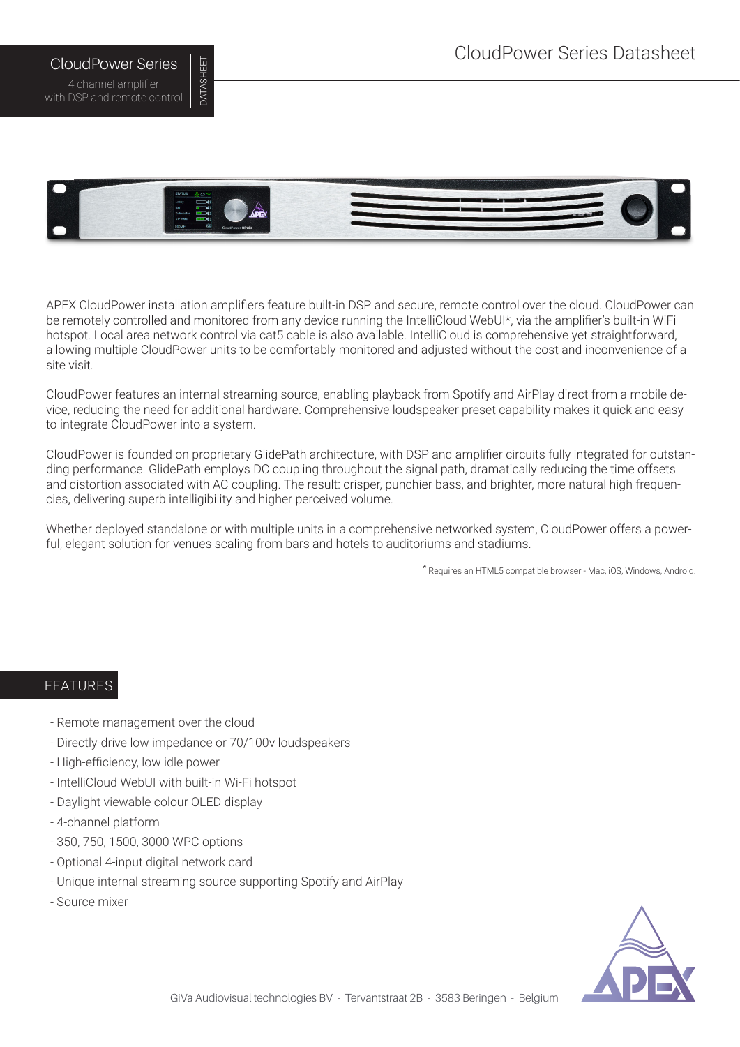# CloudPower Series Datasheet

CloudPower Series

4 channel amplifier
with DSP and remote control

DATASHEET

APEX CloudPower installation amplifiers feature built-in DSP and secure, remote control over the cloud. CloudPower can be remotely controlled and monitored from any device running the IntelliCloud WebUI*, via the amplifier's built-in WiFi hotspot. Local area network control via cat5 cable is also available. IntelliCloud is comprehensive yet straightforward, allowing multiple CloudPower units to be comfortably monitored and adjusted without the cost and inconvenience of a site visit.

CloudPower features an internal streaming source, enabling playback from Spotify and AirPlay direct from a mobile device, reducing the need for additional hardware. Comprehensive loudspeaker preset capability makes it quick and easy to integrate CloudPower into a system.

CloudPower is founded on proprietary GlidePath architecture, with DSP and amplifier circuits fully integrated for outstanding performance. GlidePath employs DC coupling throughout the signal path, dramatically reducing the time offsets and distortion associated with AC coupling. The result: crisper, punchier bass, and brighter, more natural high frequencies, delivering superb intelligibility and higher perceived volume.

Whether deployed standalone or with multiple units in a comprehensive networked system, CloudPower offers a powerful, elegant solution for venues scaling from bars and hotels to auditoriums and stadiums.

* Requires an HTML5 compatible browser - Mac, iOS, Windows, Android.

## FEATURES

- Remote management over the cloud
- Directly-drive low impedance or 70/100v loudspeakers
- High-efficiency, low idle power
- IntelliCloud WebUI with built-in Wi-Fi hotspot
- Daylight viewable colour OLED display
- 4-channel platform
- 350, 750, 1500, 3000 WPC options
- Optional 4-input digital network card
- Unique internal streaming source supporting Spotify and AirPlay
- Source mixer

GiVa Audiovisual technologies BV - Tervantstraat 2B - 3583 Beringen - Belgium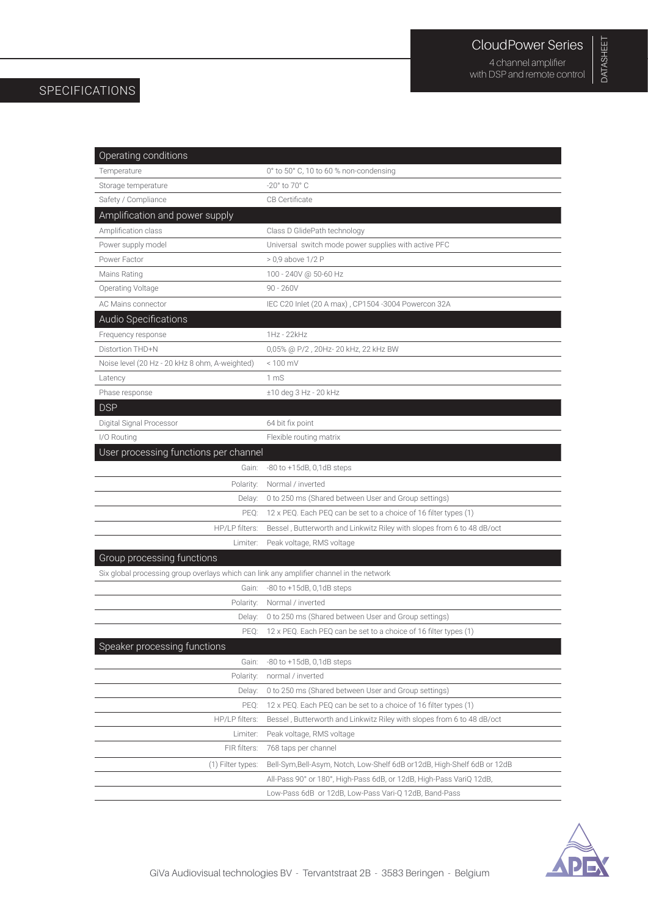## SPECIFICATIONS

| Operating conditions | |
|---|---|
| Temperature | 0° to 50° C, 10 to 60 % non-condensing |
| Storage temperature | -20° to 70° C |
| Safety / Compliance | CB Certificate |
| **Amplification and power supply** | |
| Amplification class | Class D GlidePath technology |
| Power supply model | Universal switch mode power supplies with active PFC |
| Power Factor | > 0,9 above 1/2 P |
| Mains Rating | 100 - 240V @ 50-60 Hz |
| Operating Voltage | 90 - 260V |
| AC Mains connector | IEC C20 Inlet (20 A max) , CP1504 -3004 Powercon 32A |
| **Audio Specifications** | |
| Frequency response | 1Hz - 22kHz |
| Distortion THD+N | 0,05% @ P/2 , 20Hz- 20 kHz, 22 kHz BW |
| Noise level (20 Hz - 20 kHz 8 ohm, A-weighted) | < 100 mV |
| Latency | 1 mS |
| Phase response | ±10 deg 3 Hz - 20 kHz |
| **DSP** | |
| Digital Signal Processor | 64 bit fix point |
| I/O Routing | Flexible routing matrix |
| **User processing functions per channel** | |
| Gain: | -80 to +15dB, 0,1dB steps |
| Polarity: | Normal / inverted |
| Delay: | 0 to 250 ms (Shared between User and Group settings) |
| PEQ: | 12 x PEQ. Each PEQ can be set to a choice of 16 filter types (1) |
| HP/LP filters: | Bessel , Butterworth and Linkwitz Riley with slopes from 6 to 48 dB/oct |
| Limiter: | Peak voltage, RMS voltage |
| **Group processing functions** | |
| Six global processing group overlays which can link any amplifier channel in the network | |
| Gain: | -80 to +15dB, 0,1dB steps |
| Polarity: | Normal / inverted |
| Delay: | 0 to 250 ms (Shared between User and Group settings) |
| PEQ: | 12 x PEQ. Each PEQ can be set to a choice of 16 filter types (1) |
| **Speaker processing functions** | |
| Gain: | -80 to +15dB, 0,1dB steps |
| Polarity: | normal / inverted |
| Delay: | 0 to 250 ms (Shared between User and Group settings) |
| PEQ: | 12 x PEQ. Each PEQ can be set to a choice of 16 filter types (1) |
| HP/LP filters: | Bessel , Butterworth and Linkwitz Riley with slopes from 6 to 48 dB/oct |
| Limiter: | Peak voltage, RMS voltage |
| FIR filters: | 768 taps per channel |
| (1) Filter types: | Bell-Sym,Bell-Asym, Notch, Low-Shelf 6dB or12dB, High-Shelf 6dB or 12dB |
| | All-Pass 90° or 180°, High-Pass 6dB, or 12dB, High-Pass VariQ 12dB, |
| | Low-Pass 6dB or 12dB, Low-Pass Vari-Q 12dB, Band-Pass |

GiVa Audiovisual technologies BV - Tervantstraat 2B - 3583 Beringen - Belgium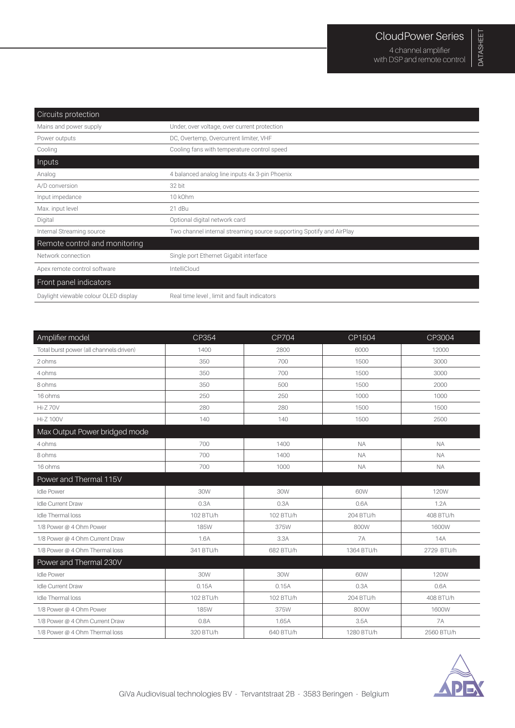| Circuits protection | |
|---|---|
| Mains and power supply | Under, over voltage, over current protection |
| Power outputs | DC, Overtemp, Overcurrent limiter, VHF |
| Cooling | Cooling fans with temperature control speed |
| **Inputs** | |
| Analog | 4 balanced analog line inputs 4x 3-pin Phoenix |
| A/D conversion | 32 bit |
| Input impedance | 10 kOhm |
| Max. input level | 21 dBu |
| Digital | Optional digital network card |
| Internal Streaming source | Two channel internal streaming source supporting Spotify and AirPlay |
| **Remote control and monitoring** | |
| Network connection | Single port Ethernet Gigabit interface |
| Apex remote control software | IntelliCloud |
| **Front panel indicators** | |
| Daylight viewable colour OLED display | Real time level , limit and fault indicators |

| Amplifier model | CP354 | CP704 | CP1504 | CP3004 |
|---|---|---|---|---|
| Total burst power (all channels driven) | 1400 | 2800 | 6000 | 12000 |
| 2 ohms | 350 | 700 | 1500 | 3000 |
| 4 ohms | 350 | 700 | 1500 | 3000 |
| 8 ohms | 350 | 500 | 1500 | 2000 |
| 16 ohms | 250 | 250 | 1000 | 1000 |
| Hi-Z 70V | 280 | 280 | 1500 | 1500 |
| Hi-Z 100V | 140 | 140 | 1500 | 2500 |
| **Max Output Power bridged mode** | | | | |
| 4 ohms | 700 | 1400 | NA | NA |
| 8 ohms | 700 | 1400 | NA | NA |
| 16 ohms | 700 | 1000 | NA | NA |
| **Power and Thermal 115V** | | | | |
| Idle Power | 30W | 30W | 60W | 120W |
| Idle Current Draw | 0.3A | 0.3A | 0.6A | 1.2A |
| Idle Thermal loss | 102 BTU/h | 102 BTU/h | 204 BTU/h | 408 BTU/h |
| 1/8 Power @ 4 Ohm Power | 185W | 375W | 800W | 1600W |
| 1/8 Power @ 4 Ohm Current Draw | 1.6A | 3.3A | 7A | 14A |
| 1/8 Power @ 4 Ohm Thermal loss | 341 BTU/h | 682 BTU/h | 1364 BTU/h | 2729 BTU/h |
| **Power and Thermal 230V** | | | | |
| Idle Power | 30W | 30W | 60W | 120W |
| Idle Current Draw | 0.15A | 0.15A | 0.3A | 0.6A |
| Idle Thermal loss | 102 BTU/h | 102 BTU/h | 204 BTU/h | 408 BTU/h |
| 1/8 Power @ 4 Ohm Power | 185W | 375W | 800W | 1600W |
| 1/8 Power @ 4 Ohm Current Draw | 0.8A | 1.65A | 3.5A | 7A |
| 1/8 Power @ 4 Ohm Thermal loss | 320 BTU/h | 640 BTU/h | 1280 BTU/h | 2560 BTU/h |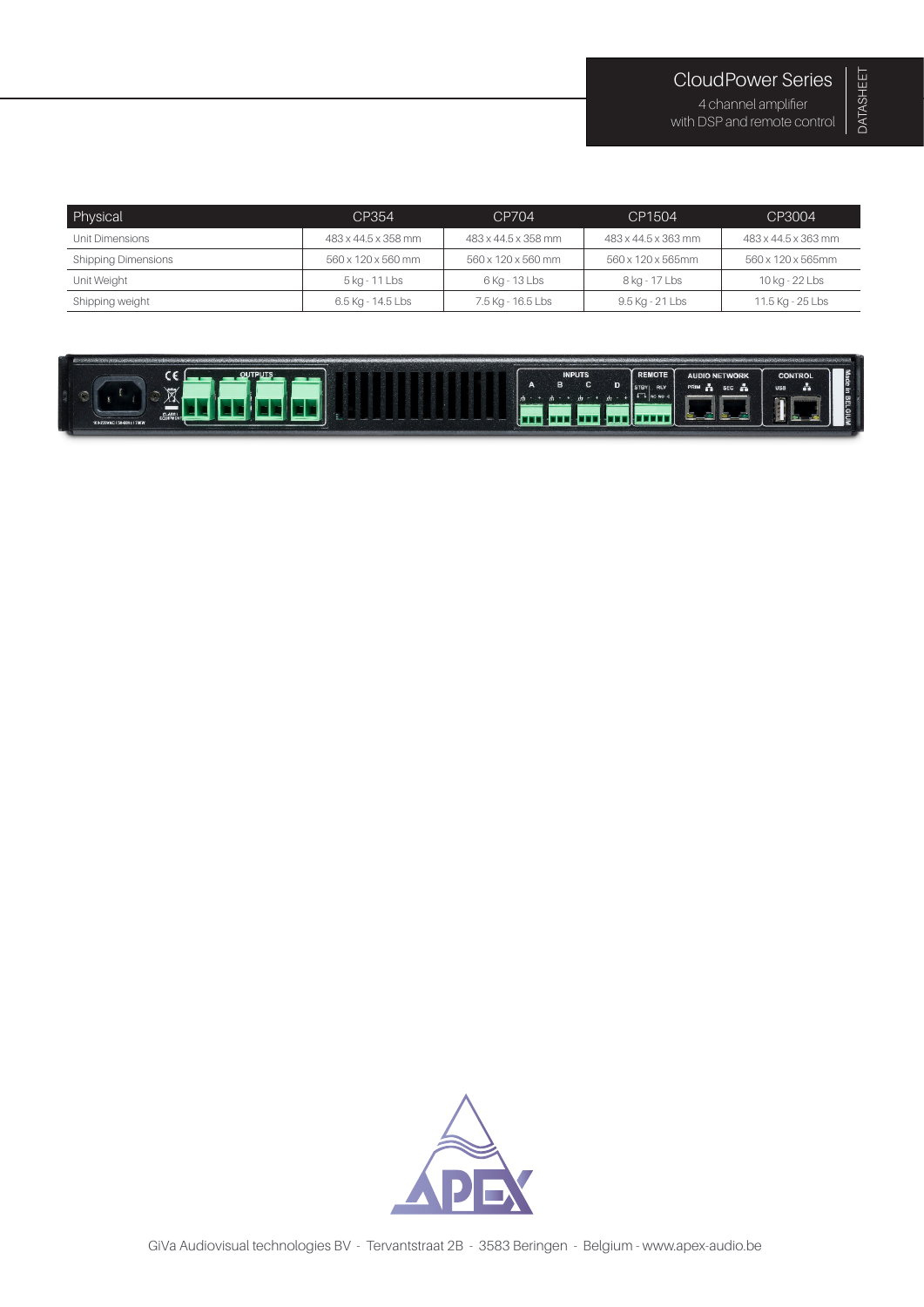| Physical | CP354 | CP704 | CP1504 | CP3004 |
|---|---|---|---|---|
| Unit Dimensions | 483 x 44.5 x 358 mm | 483 x 44.5 x 358 mm | 483 x 44.5 x 363 mm | 483 x 44.5 x 363 mm |
| Shipping Dimensions | 560 x 120 x 560 mm | 560 x 120 x 560 mm | 560 x 120 x 565mm | 560 x 120 x 565mm |
| Unit Weight | 5 kg - 11 Lbs | 6 Kg - 13 Lbs | 8 kg - 17 Lbs | 10 kg - 22 Lbs |
| Shipping weight | 6.5 Kg - 14.5 Lbs | 7.5 Kg - 16.5 Lbs | 9.5 Kg - 21 Lbs | 11.5 Kg - 25 Lbs |

GiVa Audiovisual technologies BV - Tervantstraat 2B - 3583 Beringen - Belgium - www.apex-audio.be